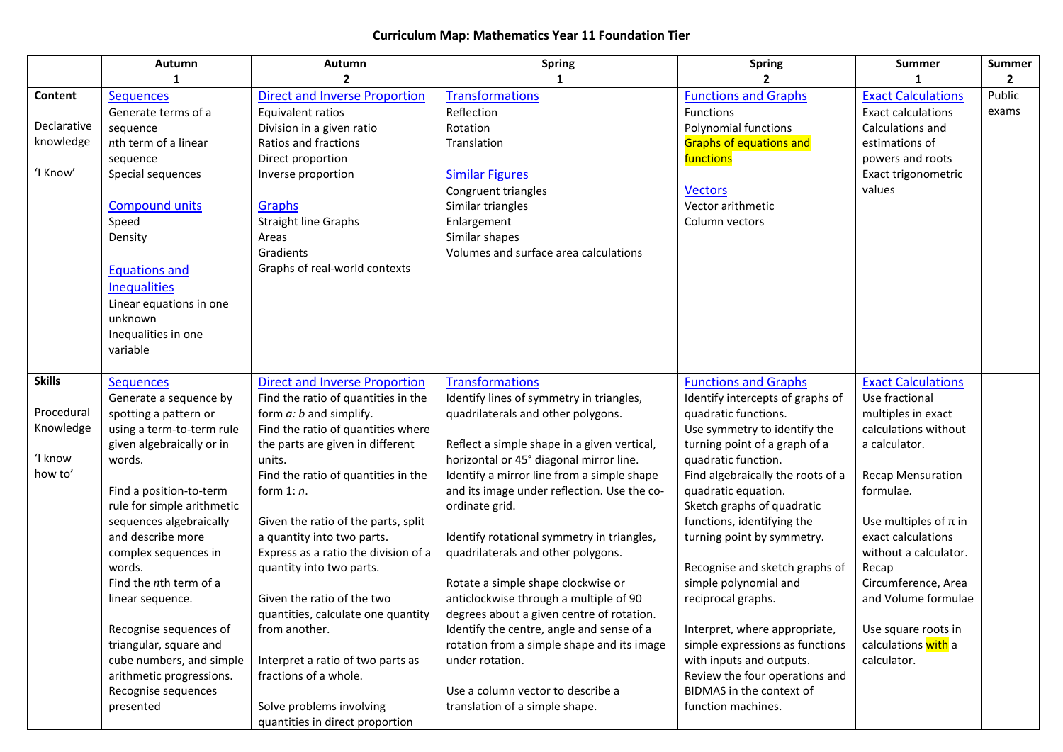# Curriculum Map: Mathematics Year 11 Foundation Tier

| | Autumn 1 | Autumn 2 | Spring 1 | Spring 2 | Summer 1 | Summer 2 |
|---|---|---|---|---|---|---|
| **Content**<br><br>Declarative knowledge<br><br>'I Know' | Sequences<br>Generate terms of a sequence<br>*n*th term of a linear sequence<br>Special sequences<br><br>Compound units<br>Speed<br>Density<br><br>Equations and Inequalities<br>Linear equations in one unknown<br>Inequalities in one variable | Direct and Inverse Proportion<br>Equivalent ratios<br>Division in a given ratio<br>Ratios and fractions<br>Direct proportion<br>Inverse proportion<br><br>Graphs<br>Straight line Graphs<br>Areas<br>Gradients<br>Graphs of real-world contexts | Transformations<br>Reflection<br>Rotation<br>Translation<br><br>Similar Figures<br>Congruent triangles<br>Similar triangles<br>Enlargement<br>Similar shapes<br>Volumes and surface area calculations | Functions and Graphs<br>Functions<br>Polynomial functions<br>Graphs of equations and functions<br><br>Vectors<br>Vector arithmetic<br>Column vectors | Exact Calculations<br>Exact calculations<br>Calculations and estimations of powers and roots<br>Exact trigonometric values | Public exams |
| **Skills**<br><br>Procedural Knowledge<br><br>'I know how to' | Sequences<br>Generate a sequence by spotting a pattern or using a term-to-term rule given algebraically or in words.<br><br>Find a position-to-term rule for simple arithmetic sequences algebraically and describe more complex sequences in words.<br>Find the *n*th term of a linear sequence.<br><br>Recognise sequences of triangular, square and cube numbers, and simple arithmetic progressions.<br>Recognise sequences presented | Direct and Inverse Proportion<br>Find the ratio of quantities in the form *a: b* and simplify.<br>Find the ratio of quantities where the parts are given in different units.<br>Find the ratio of quantities in the form 1: *n*.<br><br>Given the ratio of the parts, split a quantity into two parts.<br>Express as a ratio the division of a quantity into two parts.<br><br>Given the ratio of the two quantities, calculate one quantity from another.<br><br>Interpret a ratio of two parts as fractions of a whole.<br><br>Solve problems involving quantities in direct proportion | Transformations<br>Identify lines of symmetry in triangles, quadrilaterals and other polygons.<br><br>Reflect a simple shape in a given vertical, horizontal or 45° diagonal mirror line.<br>Identify a mirror line from a simple shape and its image under reflection. Use the co-ordinate grid.<br><br>Identify rotational symmetry in triangles, quadrilaterals and other polygons.<br><br>Rotate a simple shape clockwise or anticlockwise through a multiple of 90 degrees about a given centre of rotation.<br>Identify the centre, angle and sense of a rotation from a simple shape and its image under rotation.<br><br>Use a column vector to describe a translation of a simple shape. | Functions and Graphs<br>Identify intercepts of graphs of quadratic functions.<br>Use symmetry to identify the turning point of a graph of a quadratic function.<br>Find algebraically the roots of a quadratic equation.<br>Sketch graphs of quadratic functions, identifying the turning point by symmetry.<br><br>Recognise and sketch graphs of simple polynomial and reciprocal graphs.<br><br>Interpret, where appropriate, simple expressions as functions with inputs and outputs.<br>Review the four operations and BIDMAS in the context of function machines. | Exact Calculations<br>Use fractional multiples in exact calculations without a calculator.<br><br>Recap Mensuration formulae.<br><br>Use multiples of π in exact calculations without a calculator.<br>Recap Circumference, Area and Volume formulae<br><br>Use square roots in calculations with a calculator. | |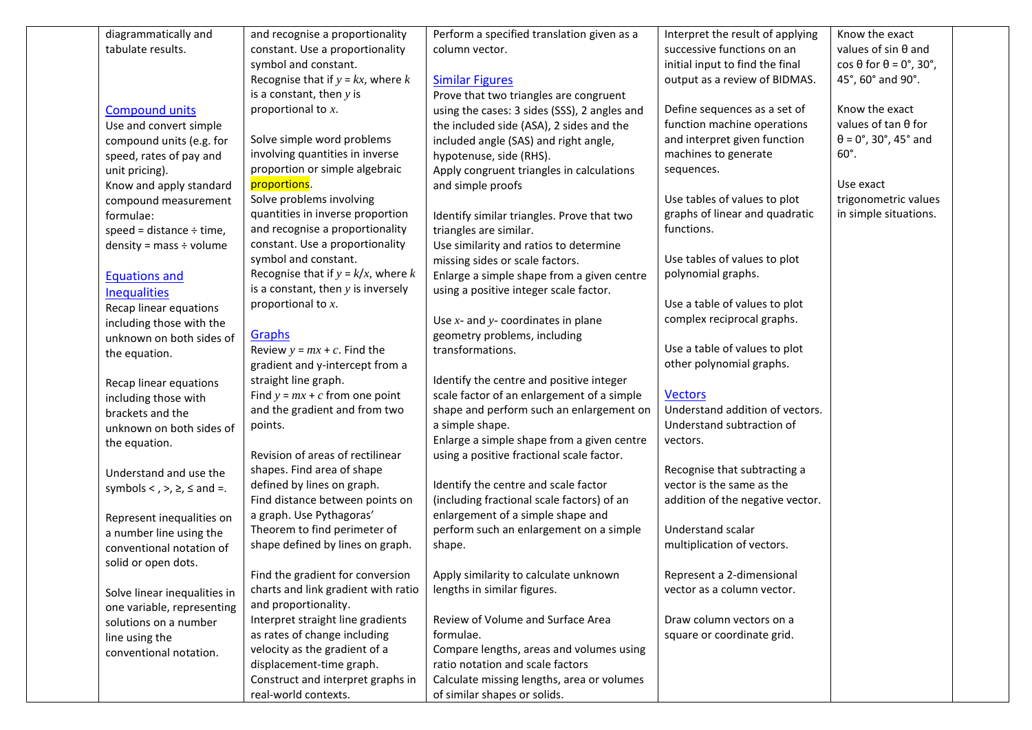| | | | | | | |
|---|---|---|---|---|---|---|
| | diagrammatically and tabulate results.<br><br>**Compound units**<br>Use and convert simple compound units (e.g. for speed, rates of pay and unit pricing).<br>Know and apply standard compound measurement formulae:<br>speed = distance ÷ time,<br>density = mass ÷ volume<br><br>**Equations and Inequalities**<br>Recap linear equations including those with the unknown on both sides of the equation.<br><br>Recap linear equations including those with brackets and the unknown on both sides of the equation.<br><br>Understand and use the symbols <, >, ≥, ≤ and =.<br><br>Represent inequalities on a number line using the conventional notation of solid or open dots.<br><br>Solve linear inequalities in one variable, representing solutions on a number line using the conventional notation. | and recognise a proportionality constant. Use a proportionality symbol and constant.<br>Recognise that if $y = kx$, where $k$ is a constant, then $y$ is proportional to $x$.<br><br>Solve simple word problems involving quantities in inverse proportion or simple algebraic proportions.<br>Solve problems involving quantities in inverse proportion and recognise a proportionality constant. Use a proportionality symbol and constant.<br>Recognise that if $y = k/x$, where $k$ is a constant, then $y$ is inversely proportional to $x$.<br><br>**Graphs**<br>Review $y = mx + c$. Find the gradient and y-intercept from a straight line graph.<br>Find $y = mx + c$ from one point and the gradient and from two points.<br><br>Revision of areas of rectilinear shapes. Find area of shape defined by lines on graph.<br>Find distance between points on a graph. Use Pythagoras' Theorem to find perimeter of shape defined by lines on graph.<br><br>Find the gradient for conversion charts and link gradient with ratio and proportionality.<br>Interpret straight line gradients as rates of change including velocity as the gradient of a displacement-time graph.<br>Construct and interpret graphs in real-world contexts. | Perform a specified translation given as a column vector.<br><br>**Similar Figures**<br>Prove that two triangles are congruent using the cases: 3 sides (SSS), 2 angles and the included side (ASA), 2 sides and the included angle (SAS) and right angle, hypotenuse, side (RHS).<br>Apply congruent triangles in calculations and simple proofs<br><br>Identify similar triangles. Prove that two triangles are similar.<br>Use similarity and ratios to determine missing sides or scale factors.<br>Enlarge a simple shape from a given centre using a positive integer scale factor.<br><br>Use $x$- and $y$- coordinates in plane geometry problems, including transformations.<br><br>Identify the centre and positive integer scale factor of an enlargement of a simple shape and perform such an enlargement on a simple shape.<br>Enlarge a simple shape from a given centre using a positive fractional scale factor.<br><br>Identify the centre and scale factor (including fractional scale factors) of an enlargement of a simple shape and perform such an enlargement on a simple shape.<br><br>Apply similarity to calculate unknown lengths in similar figures.<br><br>Review of Volume and Surface Area formulae.<br>Compare lengths, areas and volumes using ratio notation and scale factors<br>Calculate missing lengths, area or volumes of similar shapes or solids. | Interpret the result of applying successive functions on an initial input to find the final output as a review of BIDMAS.<br><br>Define sequences as a set of function machine operations and interpret given function machines to generate sequences.<br><br>Use tables of values to plot graphs of linear and quadratic functions.<br><br>Use tables of values to plot polynomial graphs.<br><br>Use a table of values to plot complex reciprocal graphs.<br><br>Use a table of values to plot other polynomial graphs.<br><br>**Vectors**<br>Understand addition of vectors.<br>Understand subtraction of vectors.<br><br>Recognise that subtracting a vector is the same as the addition of the negative vector.<br><br>Understand scalar multiplication of vectors.<br><br>Represent a 2-dimensional vector as a column vector.<br><br>Draw column vectors on a square or coordinate grid. | Know the exact values of sin θ and cos θ for θ = 0°, 30°, 45°, 60° and 90°.<br><br>Know the exact values of tan θ for θ = 0°, 30°, 45° and 60°.<br><br>Use exact trigonometric values in simple situations. | |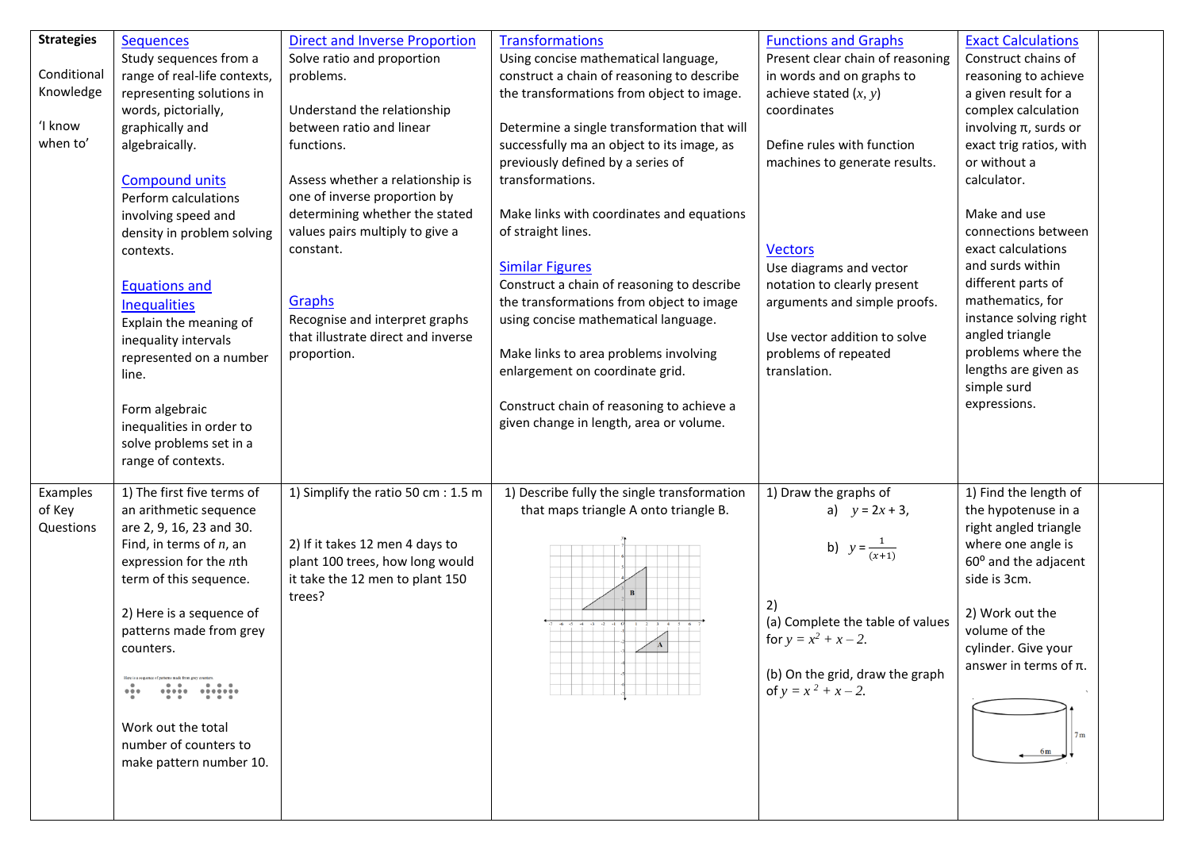| Strategies<br><br>Conditional Knowledge<br><br>'I know when to' | Sequences<br>Study sequences from a range of real-life contexts, representing solutions in words, pictorially, graphically and algebraically.<br><br>Compound units<br>Perform calculations involving speed and density in problem solving contexts.<br><br>Equations and Inequalities<br>Explain the meaning of inequality intervals represented on a number line.<br><br>Form algebraic inequalities in order to solve problems set in a range of contexts. | Direct and Inverse Proportion<br>Solve ratio and proportion problems.<br><br>Understand the relationship between ratio and linear functions.<br><br>Assess whether a relationship is one of inverse proportion by determining whether the stated values pairs multiply to give a constant.<br><br>Graphs<br>Recognise and interpret graphs that illustrate direct and inverse proportion. | Transformations<br>Using concise mathematical language, construct a chain of reasoning to describe the transformations from object to image.<br><br>Determine a single transformation that will successfully ma an object to its image, as previously defined by a series of transformations.<br><br>Make links with coordinates and equations of straight lines.<br><br>Similar Figures<br>Construct a chain of reasoning to describe the transformations from object to image using concise mathematical language.<br><br>Make links to area problems involving enlargement on coordinate grid.<br><br>Construct chain of reasoning to achieve a given change in length, area or volume. | Functions and Graphs<br>Present clear chain of reasoning in words and on graphs to achieve stated $(x, y)$ coordinates<br><br>Define rules with function machines to generate results.<br><br>Vectors<br>Use diagrams and vector notation to clearly present arguments and simple proofs.<br><br>Use vector addition to solve problems of repeated translation. | Exact Calculations<br>Construct chains of reasoning to achieve a given result for a complex calculation involving π, surds or exact trig ratios, with or without a calculator.<br><br>Make and use connections between exact calculations and surds within different parts of mathematics, for instance solving right angled triangle problems where the lengths are given as simple surd expressions. | |
|---|---|---|---|---|---|---|
| Examples of Key Questions | 1) The first five terms of an arithmetic sequence are 2, 9, 16, 23 and 30. Find, in terms of $n$, an expression for the $n$th term of this sequence.<br><br>2) Here is a sequence of patterns made from grey counters.<br><br>Work out the total number of counters to make pattern number 10. | 1) Simplify the ratio 50 cm : 1.5 m<br><br>2) If it takes 12 men 4 days to plant 100 trees, how long would it take the 12 men to plant 150 trees? | 1) Describe fully the single transformation that maps triangle A onto triangle B. | 1) Draw the graphs of<br>a) $y = 2x + 3$,<br>b) $y = \frac{1}{(x+1)}$<br><br>2)<br>(a) Complete the table of values for $y = x^2 + x - 2$.<br><br>(b) On the grid, draw the graph of $y = x^2 + x - 2$. | 1) Find the length of the hypotenuse in a right angled triangle where one angle is $60^0$ and the adjacent side is 3cm.<br><br>2) Work out the volume of the cylinder. Give your answer in terms of π.<br><br>7m<br>6m | |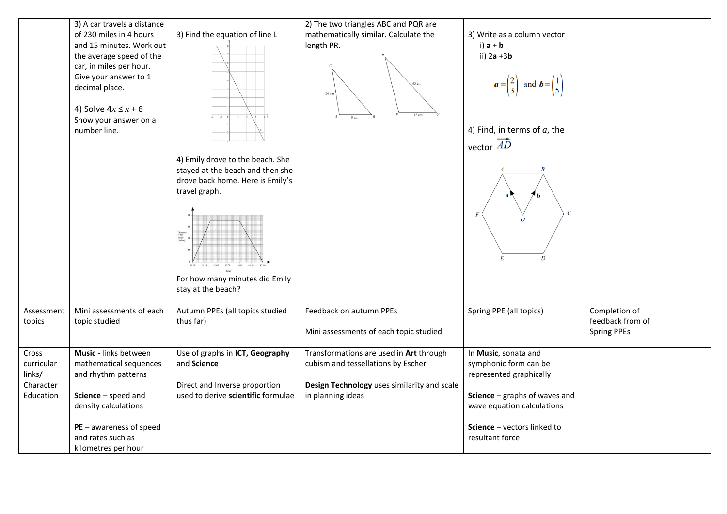| | | | | | | |
|---|---|---|---|---|---|---|
| | 3) A car travels a distance of 230 miles in 4 hours and 15 minutes. Work out the average speed of the car, in miles per hour. Give your answer to 1 decimal place.<br><br>4) Solve $4x \leq x + 6$<br>Show your answer on a number line. | 3) Find the equation of line L<br><br>4) Emily drove to the beach. She stayed at the beach and then she drove back home. Here is Emily's travel graph.<br><br>For how many minutes did Emily stay at the beach? | 2) The two triangles ABC and PQR are mathematically similar. Calculate the length PR. | 3) Write as a column vector<br>i) **a** + **b**<br>ii) 2**a** +3**b**<br><br>$\boldsymbol{a} = \begin{pmatrix} 2 \\ 3 \end{pmatrix}$ and $\boldsymbol{b} = \begin{pmatrix} 1 \\ 5 \end{pmatrix}$<br><br>4) Find, in terms of $a$, the vector $\overrightarrow{AD}$ | | |
| Assessment topics | Mini assessments of each topic studied | Autumn PPEs (all topics studied thus far) | Feedback on autumn PPEs<br><br>Mini assessments of each topic studied | Spring PPE (all topics) | Completion of feedback from of Spring PPEs | |
| Cross curricular links/ Character Education | **Music** - links between mathematical sequences and rhythm patterns<br><br>**Science** – speed and density calculations<br><br>**PE** – awareness of speed and rates such as kilometres per hour | Use of graphs in **ICT, Geography** and **Science**<br><br>Direct and Inverse proportion used to derive **scientific** formulae | Transformations are used in **Art** through cubism and tessellations by Escher<br><br>**Design Technology** uses similarity and scale in planning ideas | In **Music**, sonata and symphonic form can be represented graphically<br><br>**Science** – graphs of waves and wave equation calculations<br><br>**Science** – vectors linked to resultant force | | |